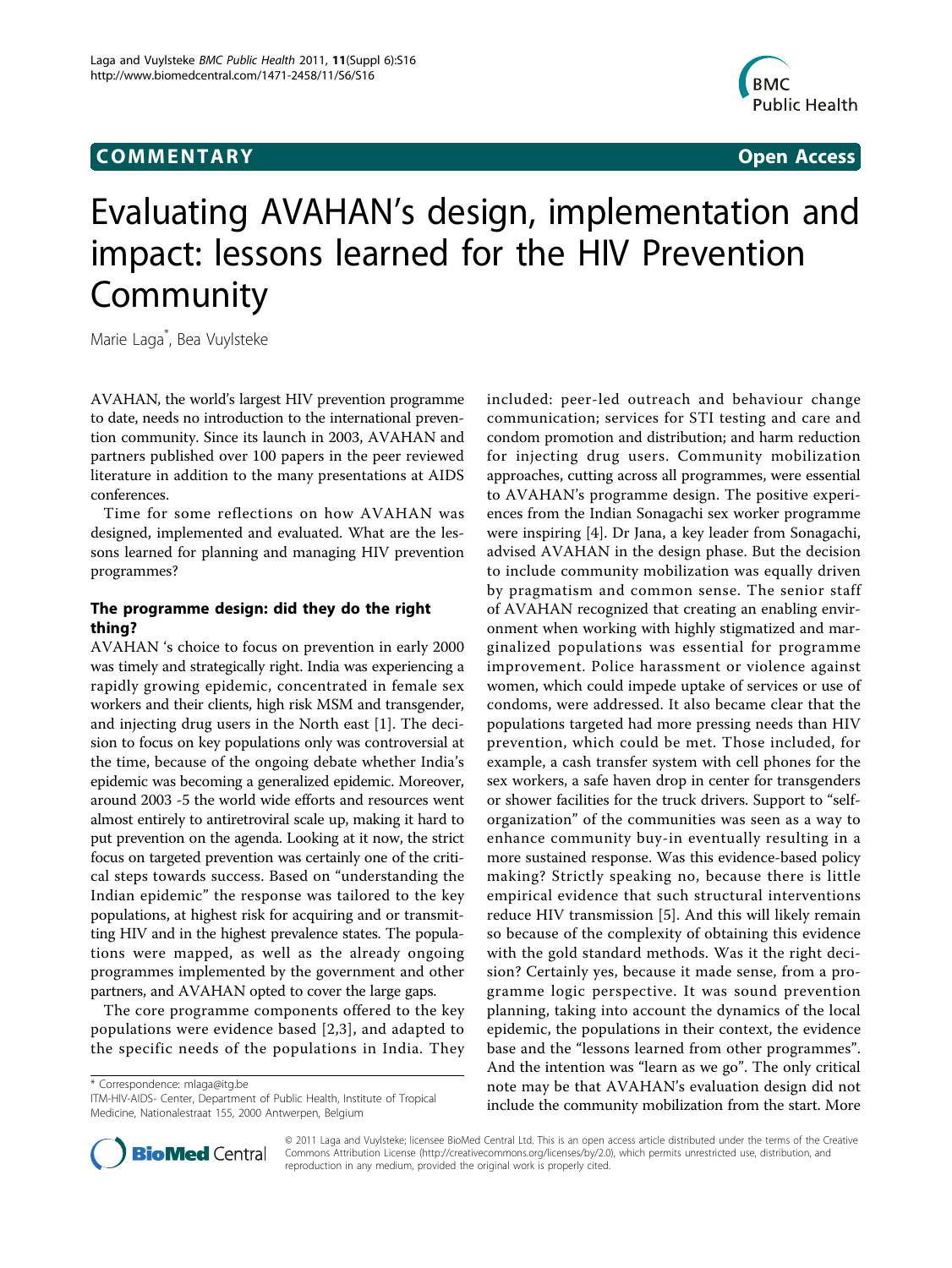COMMENTARY Open Access

# Evaluating AVAHAN's design, implementation and impact: lessons learned for the HIV Prevention Community

Marie Laga[*], Bea Vuylsteke

AVAHAN, the world's largest HIV prevention programme to date, needs no introduction to the international prevention community. Since its launch in 2003, AVAHAN and partners published over 100 papers in the peer reviewed literature in addition to the many presentations at AIDS conferences.

Time for some reflections on how AVAHAN was designed, implemented and evaluated. What are the lessons learned for planning and managing HIV prevention programmes?

### The programme design: did they do the right thing?

AVAHAN 's choice to focus on prevention in early 2000 was timely and strategically right. India was experiencing a rapidly growing epidemic, concentrated in female sex workers and their clients, high risk MSM and transgender, and injecting drug users in the North east [1]. The decision to focus on key populations only was controversial at the time, because of the ongoing debate whether India's epidemic was becoming a generalized epidemic. Moreover, around 2003 -5 the world wide efforts and resources went almost entirely to antiretroviral scale up, making it hard to put prevention on the agenda. Looking at it now, the strict focus on targeted prevention was certainly one of the critical steps towards success. Based on "understanding the Indian epidemic" the response was tailored to the key populations, at highest risk for acquiring and or transmitting HIV and in the highest prevalence states. The populations were mapped, as well as the already ongoing programmes implemented by the government and other partners, and AVAHAN opted to cover the large gaps.

The core programme components offered to the key populations were evidence based [2,3], and adapted to the specific needs of the populations in India. They included: peer-led outreach and behaviour change communication; services for STI testing and care and condom promotion and distribution; and harm reduction for injecting drug users. Community mobilization approaches, cutting across all programmes, were essential to AVAHAN's programme design. The positive experiences from the Indian Sonagachi sex worker programme were inspiring [4]. Dr Jana, a key leader from Sonagachi, advised AVAHAN in the design phase. But the decision to include community mobilization was equally driven by pragmatism and common sense. The senior staff of AVAHAN recognized that creating an enabling environment when working with highly stigmatized and marginalized populations was essential for programme improvement. Police harassment or violence against women, which could impede uptake of services or use of condoms, were addressed. It also became clear that the populations targeted had more pressing needs than HIV prevention, which could be met. Those included, for example, a cash transfer system with cell phones for the sex workers, a safe haven drop in center for transgenders or shower facilities for the truck drivers. Support to "self-organization" of the communities was seen as a way to enhance community buy-in eventually resulting in a more sustained response. Was this evidence-based policy making? Strictly speaking no, because there is little empirical evidence that such structural interventions reduce HIV transmission [5]. And this will likely remain so because of the complexity of obtaining this evidence with the gold standard methods. Was it the right decision? Certainly yes, because it made sense, from a programme logic perspective. It was sound prevention planning, taking into account the dynamics of the local epidemic, the populations in their context, the evidence base and the "lessons learned from other programmes". And the intention was "learn as we go". The only critical note may be that AVAHAN's evaluation design did not include the community mobilization from the start. More

[*] Correspondence: mlaga@itg.be
ITM-HIV-AIDS- Center, Department of Public Health, Institute of Tropical Medicine, Nationalestraat 155, 2000 Antwerpen, Belgium

© 2011 Laga and Vuylsteke; licensee BioMed Central Ltd. This is an open access article distributed under the terms of the Creative Commons Attribution License (http://creativecommons.org/licenses/by/2.0), which permits unrestricted use, distribution, and reproduction in any medium, provided the original work is properly cited.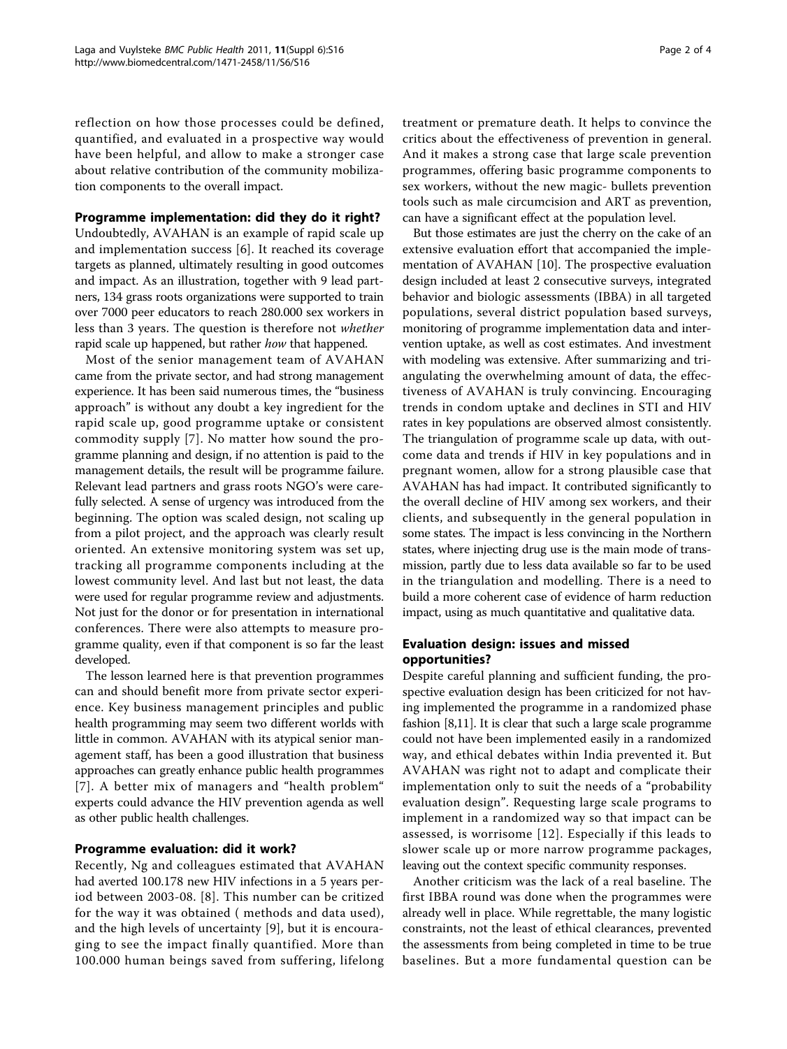reflection on how those processes could be defined, quantified, and evaluated in a prospective way would have been helpful, and allow to make a stronger case about relative contribution of the community mobilization components to the overall impact.

## Programme implementation: did they do it right?

Undoubtedly, AVAHAN is an example of rapid scale up and implementation success [6]. It reached its coverage targets as planned, ultimately resulting in good outcomes and impact. As an illustration, together with 9 lead partners, 134 grass roots organizations were supported to train over 7000 peer educators to reach 280.000 sex workers in less than 3 years. The question is therefore not *whether* rapid scale up happened, but rather *how* that happened.

Most of the senior management team of AVAHAN came from the private sector, and had strong management experience. It has been said numerous times, the "business approach" is without any doubt a key ingredient for the rapid scale up, good programme uptake or consistent commodity supply [7]. No matter how sound the programme planning and design, if no attention is paid to the management details, the result will be programme failure. Relevant lead partners and grass roots NGO's were carefully selected. A sense of urgency was introduced from the beginning. The option was scaled design, not scaling up from a pilot project, and the approach was clearly result oriented. An extensive monitoring system was set up, tracking all programme components including at the lowest community level. And last but not least, the data were used for regular programme review and adjustments. Not just for the donor or for presentation in international conferences. There were also attempts to measure programme quality, even if that component is so far the least developed.

The lesson learned here is that prevention programmes can and should benefit more from private sector experience. Key business management principles and public health programming may seem two different worlds with little in common. AVAHAN with its atypical senior management staff, has been a good illustration that business approaches can greatly enhance public health programmes [7]. A better mix of managers and "health problem" experts could advance the HIV prevention agenda as well as other public health challenges.

## Programme evaluation: did it work?

Recently, Ng and colleagues estimated that AVAHAN had averted 100.178 new HIV infections in a 5 years period between 2003-08. [8]. This number can be critized for the way it was obtained ( methods and data used), and the high levels of uncertainty [9], but it is encouraging to see the impact finally quantified. More than 100.000 human beings saved from suffering, lifelong treatment or premature death. It helps to convince the critics about the effectiveness of prevention in general. And it makes a strong case that large scale prevention programmes, offering basic programme components to sex workers, without the new magic- bullets prevention tools such as male circumcision and ART as prevention, can have a significant effect at the population level.

But those estimates are just the cherry on the cake of an extensive evaluation effort that accompanied the implementation of AVAHAN [10]. The prospective evaluation design included at least 2 consecutive surveys, integrated behavior and biologic assessments (IBBA) in all targeted populations, several district population based surveys, monitoring of programme implementation data and intervention uptake, as well as cost estimates. And investment with modeling was extensive. After summarizing and triangulating the overwhelming amount of data, the effectiveness of AVAHAN is truly convincing. Encouraging trends in condom uptake and declines in STI and HIV rates in key populations are observed almost consistently. The triangulation of programme scale up data, with outcome data and trends if HIV in key populations and in pregnant women, allow for a strong plausible case that AVAHAN has had impact. It contributed significantly to the overall decline of HIV among sex workers, and their clients, and subsequently in the general population in some states. The impact is less convincing in the Northern states, where injecting drug use is the main mode of transmission, partly due to less data available so far to be used in the triangulation and modelling. There is a need to build a more coherent case of evidence of harm reduction impact, using as much quantitative and qualitative data.

## Evaluation design: issues and missed opportunities?

Despite careful planning and sufficient funding, the prospective evaluation design has been criticized for not having implemented the programme in a randomized phase fashion [8,11]. It is clear that such a large scale programme could not have been implemented easily in a randomized way, and ethical debates within India prevented it. But AVAHAN was right not to adapt and complicate their implementation only to suit the needs of a "probability evaluation design". Requesting large scale programs to implement in a randomized way so that impact can be assessed, is worrisome [12]. Especially if this leads to slower scale up or more narrow programme packages, leaving out the context specific community responses.

Another criticism was the lack of a real baseline. The first IBBA round was done when the programmes were already well in place. While regrettable, the many logistic constraints, not the least of ethical clearances, prevented the assessments from being completed in time to be true baselines. But a more fundamental question can be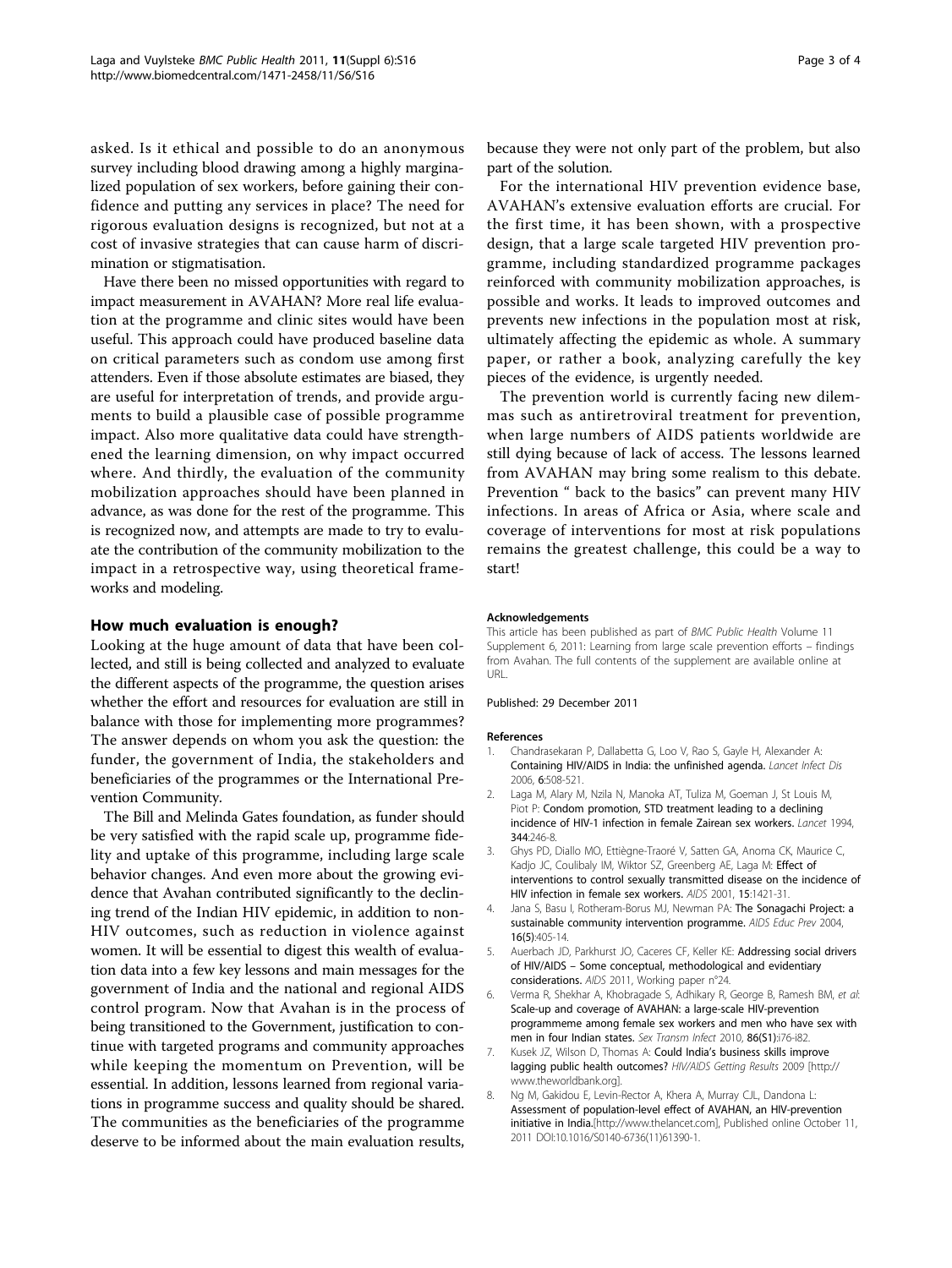asked. Is it ethical and possible to do an anonymous survey including blood drawing among a highly marginalized population of sex workers, before gaining their confidence and putting any services in place? The need for rigorous evaluation designs is recognized, but not at a cost of invasive strategies that can cause harm of discrimination or stigmatisation.

Have there been no missed opportunities with regard to impact measurement in AVAHAN? More real life evaluation at the programme and clinic sites would have been useful. This approach could have produced baseline data on critical parameters such as condom use among first attenders. Even if those absolute estimates are biased, they are useful for interpretation of trends, and provide arguments to build a plausible case of possible programme impact. Also more qualitative data could have strengthened the learning dimension, on why impact occurred where. And thirdly, the evaluation of the community mobilization approaches should have been planned in advance, as was done for the rest of the programme. This is recognized now, and attempts are made to try to evaluate the contribution of the community mobilization to the impact in a retrospective way, using theoretical frameworks and modeling.

## How much evaluation is enough?

Looking at the huge amount of data that have been collected, and still is being collected and analyzed to evaluate the different aspects of the programme, the question arises whether the effort and resources for evaluation are still in balance with those for implementing more programmes? The answer depends on whom you ask the question: the funder, the government of India, the stakeholders and beneficiaries of the programmes or the International Prevention Community.

The Bill and Melinda Gates foundation, as funder should be very satisfied with the rapid scale up, programme fidelity and uptake of this programme, including large scale behavior changes. And even more about the growing evidence that Avahan contributed significantly to the declining trend of the Indian HIV epidemic, in addition to non-HIV outcomes, such as reduction in violence against women. It will be essential to digest this wealth of evaluation data into a few key lessons and main messages for the government of India and the national and regional AIDS control program. Now that Avahan is in the process of being transitioned to the Government, justification to continue with targeted programs and community approaches while keeping the momentum on Prevention, will be essential. In addition, lessons learned from regional variations in programme success and quality should be shared. The communities as the beneficiaries of the programme deserve to be informed about the main evaluation results, because they were not only part of the problem, but also part of the solution.

For the international HIV prevention evidence base, AVAHAN's extensive evaluation efforts are crucial. For the first time, it has been shown, with a prospective design, that a large scale targeted HIV prevention programme, including standardized programme packages reinforced with community mobilization approaches, is possible and works. It leads to improved outcomes and prevents new infections in the population most at risk, ultimately affecting the epidemic as whole. A summary paper, or rather a book, analyzing carefully the key pieces of the evidence, is urgently needed.

The prevention world is currently facing new dilemmas such as antiretroviral treatment for prevention, when large numbers of AIDS patients worldwide are still dying because of lack of access. The lessons learned from AVAHAN may bring some realism to this debate. Prevention " back to the basics" can prevent many HIV infections. In areas of Africa or Asia, where scale and coverage of interventions for most at risk populations remains the greatest challenge, this could be a way to start!

#### Acknowledgements

This article has been published as part of *BMC Public Health* Volume 11 Supplement 6, 2011: Learning from large scale prevention efforts – findings from Avahan. The full contents of the supplement are available online at URL.

Published: 29 December 2011

#### References

1. Chandrasekaran P, Dallabetta G, Loo V, Rao S, Gayle H, Alexander A: **Containing HIV/AIDS in India: the unfinished agenda.** *Lancet Infect Dis* 2006, **6**:508-521.
2. Laga M, Alary M, Nzila N, Manoka AT, Tuliza M, Goeman J, St Louis M, Piot P: **Condom promotion, STD treatment leading to a declining incidence of HIV-1 infection in female Zairean sex workers.** *Lancet* 1994, **344**:246-8.
3. Ghys PD, Diallo MO, Ettiègne-Traoré V, Satten GA, Anoma CK, Maurice C, Kadjo JC, Coulibaly IM, Wiktor SZ, Greenberg AE, Laga M: **Effect of interventions to control sexually transmitted disease on the incidence of HIV infection in female sex workers.** *AIDS* 2001, **15**:1421-31.
4. Jana S, Basu I, Rotheram-Borus MJ, Newman PA: **The Sonagachi Project: a sustainable community intervention programme.** *AIDS Educ Prev* 2004, **16(5)**:405-14.
5. Auerbach JD, Parkhurst JO, Caceres CF, Keller KE: **Addressing social drivers of HIV/AIDS – Some conceptual, methodological and evidentiary considerations.** *AIDS* 2011, Working paper n°24.
6. Verma R, Shekhar A, Khobragade S, Adhikary R, George B, Ramesh BM, *et al*: **Scale-up and coverage of AVAHAN: a large-scale HIV-prevention programmeme among female sex workers and men who have sex with men in four Indian states.** *Sex Transm Infect* 2010, **86(S1)**:i76-i82.
7. Kusek JZ, Wilson D, Thomas A: **Could India's business skills improve lagging public health outcomes?** *HIV/AIDS Getting Results* 2009 [http://www.theworldbank.org].
8. Ng M, Gakidou E, Levin-Rector A, Khera A, Murray CJL, Dandona L: **Assessment of population-level effect of AVAHAN, an HIV-prevention initiative in India.**[http://www.thelancet.com], Published online October 11, 2011 DOI:10.1016/S0140-6736(11)61390-1.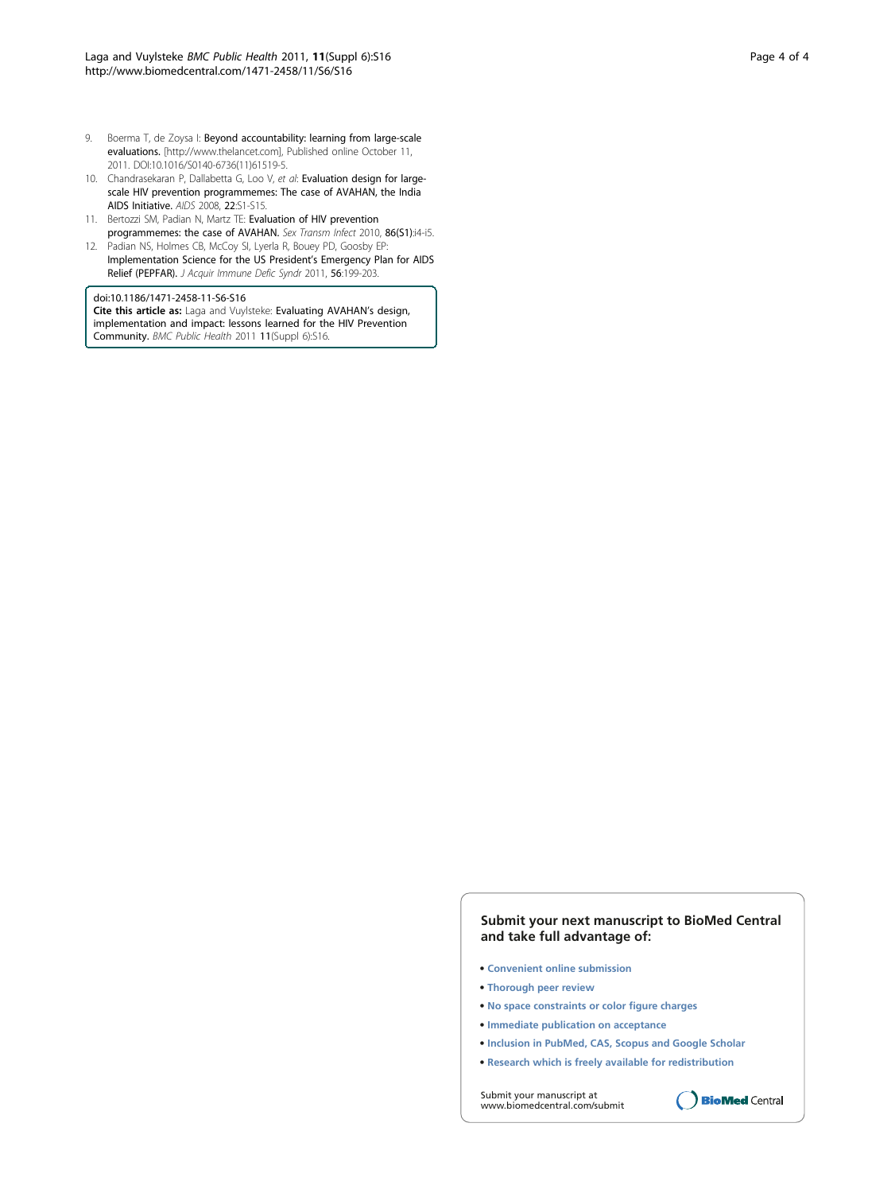9. Boerma T, de Zoysa I: **Beyond accountability: learning from large-scale evaluations.** [http://www.thelancet.com], Published online October 11, 2011. DOI:10.1016/S0140-6736(11)61519-5.
10. Chandrasekaran P, Dallabetta G, Loo V, *et al*: **Evaluation design for large-scale HIV prevention programmemes: The case of AVAHAN, the India AIDS Initiative.** *AIDS* 2008, **22**:S1-S15.
11. Bertozzi SM, Padian N, Martz TE: **Evaluation of HIV prevention programmemes: the case of AVAHAN.** *Sex Transm Infect* 2010, **86(S1)**:i4-i5.
12. Padian NS, Holmes CB, McCoy SI, Lyerla R, Bouey PD, Goosby EP: **Implementation Science for the US President's Emergency Plan for AIDS Relief (PEPFAR).** *J Acquir Immune Defic Syndr* 2011, **56**:199-203.

doi:10.1186/1471-2458-11-S6-S16
**Cite this article as:** Laga and Vuylsteke: **Evaluating AVAHAN's design, implementation and impact: lessons learned for the HIV Prevention Community.** *BMC Public Health* 2011 **11**(Suppl 6):S16.

**Submit your next manuscript to BioMed Central and take full advantage of:**

- **Convenient online submission**
- **Thorough peer review**
- **No space constraints or color figure charges**
- **Immediate publication on acceptance**
- **Inclusion in PubMed, CAS, Scopus and Google Scholar**
- **Research which is freely available for redistribution**

Submit your manuscript at
www.biomedcentral.com/submit

BioMed Central